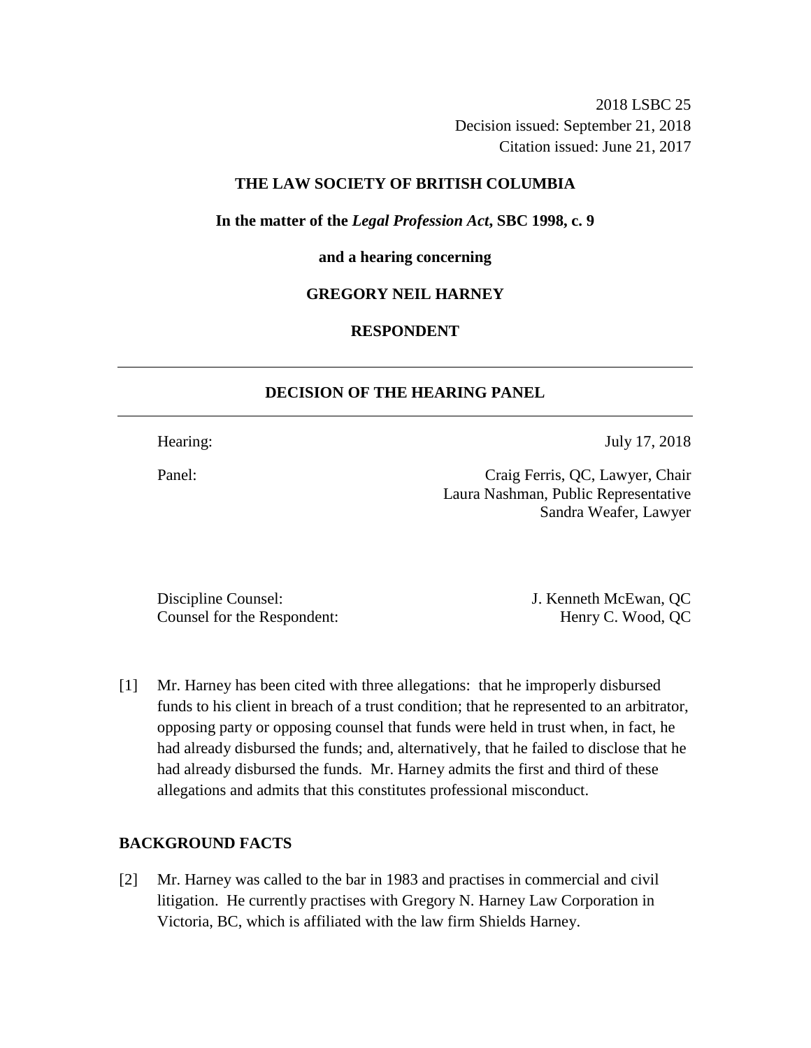2018 LSBC 25
Decision issued: September 21, 2018
Citation issued: June 21, 2017

**THE LAW SOCIETY OF BRITISH COLUMBIA**

**In the matter of the *Legal Profession Act*, SBC 1998, c. 9**

**and a hearing concerning**

**GREGORY NEIL HARNEY**

**RESPONDENT**

---

## DECISION OF THE HEARING PANEL

---

| | |
|---|---|
| Hearing: | July 17, 2018 |
| Panel: | Craig Ferris, QC, Lawyer, Chair<br>Laura Nashman, Public Representative<br>Sandra Weafer, Lawyer |

| | |
|---|---|
| Discipline Counsel: | J. Kenneth McEwan, QC |
| Counsel for the Respondent: | Henry C. Wood, QC |

[1] Mr. Harney has been cited with three allegations: that he improperly disbursed funds to his client in breach of a trust condition; that he represented to an arbitrator, opposing party or opposing counsel that funds were held in trust when, in fact, he had already disbursed the funds; and, alternatively, that he failed to disclose that he had already disbursed the funds. Mr. Harney admits the first and third of these allegations and admits that this constitutes professional misconduct.

## BACKGROUND FACTS

[2] Mr. Harney was called to the bar in 1983 and practises in commercial and civil litigation. He currently practises with Gregory N. Harney Law Corporation in Victoria, BC, which is affiliated with the law firm Shields Harney.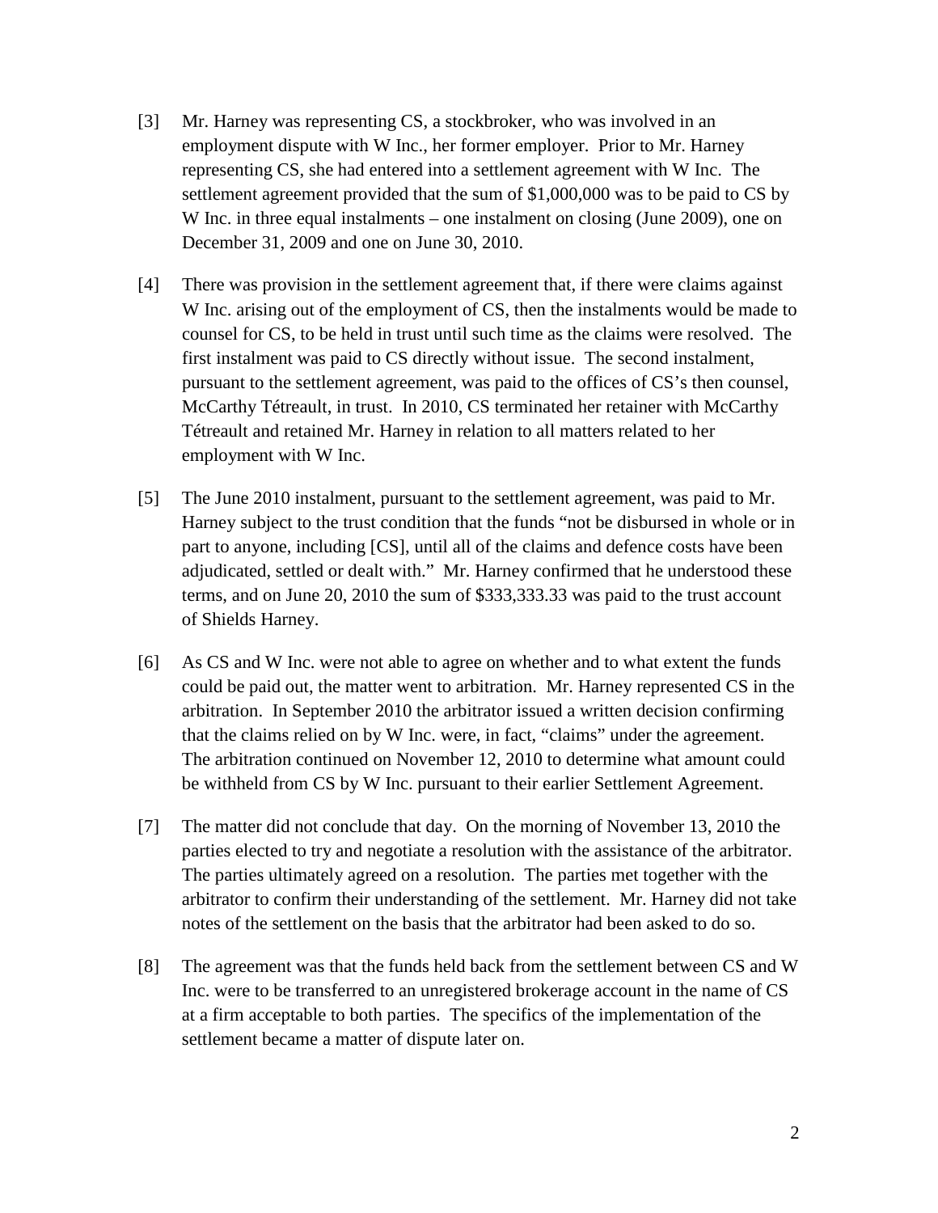[3] Mr. Harney was representing CS, a stockbroker, who was involved in an employment dispute with W Inc., her former employer. Prior to Mr. Harney representing CS, she had entered into a settlement agreement with W Inc. The settlement agreement provided that the sum of $1,000,000 was to be paid to CS by W Inc. in three equal instalments – one instalment on closing (June 2009), one on December 31, 2009 and one on June 30, 2010.

[4] There was provision in the settlement agreement that, if there were claims against W Inc. arising out of the employment of CS, then the instalments would be made to counsel for CS, to be held in trust until such time as the claims were resolved. The first instalment was paid to CS directly without issue. The second instalment, pursuant to the settlement agreement, was paid to the offices of CS's then counsel, McCarthy Tétreault, in trust. In 2010, CS terminated her retainer with McCarthy Tétreault and retained Mr. Harney in relation to all matters related to her employment with W Inc.

[5] The June 2010 instalment, pursuant to the settlement agreement, was paid to Mr. Harney subject to the trust condition that the funds "not be disbursed in whole or in part to anyone, including [CS], until all of the claims and defence costs have been adjudicated, settled or dealt with." Mr. Harney confirmed that he understood these terms, and on June 20, 2010 the sum of $333,333.33 was paid to the trust account of Shields Harney.

[6] As CS and W Inc. were not able to agree on whether and to what extent the funds could be paid out, the matter went to arbitration. Mr. Harney represented CS in the arbitration. In September 2010 the arbitrator issued a written decision confirming that the claims relied on by W Inc. were, in fact, "claims" under the agreement. The arbitration continued on November 12, 2010 to determine what amount could be withheld from CS by W Inc. pursuant to their earlier Settlement Agreement.

[7] The matter did not conclude that day. On the morning of November 13, 2010 the parties elected to try and negotiate a resolution with the assistance of the arbitrator. The parties ultimately agreed on a resolution. The parties met together with the arbitrator to confirm their understanding of the settlement. Mr. Harney did not take notes of the settlement on the basis that the arbitrator had been asked to do so.

[8] The agreement was that the funds held back from the settlement between CS and W Inc. were to be transferred to an unregistered brokerage account in the name of CS at a firm acceptable to both parties. The specifics of the implementation of the settlement became a matter of dispute later on.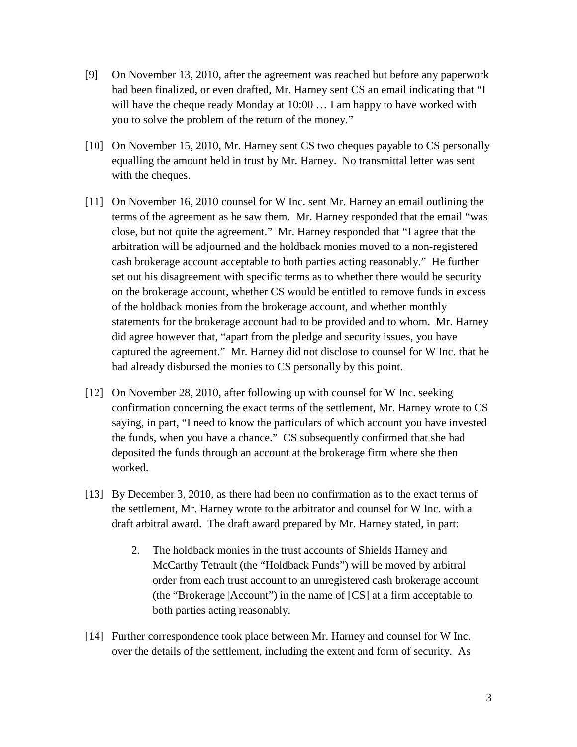[9] On November 13, 2010, after the agreement was reached but before any paperwork had been finalized, or even drafted, Mr. Harney sent CS an email indicating that "I will have the cheque ready Monday at 10:00 … I am happy to have worked with you to solve the problem of the return of the money."

[10] On November 15, 2010, Mr. Harney sent CS two cheques payable to CS personally equalling the amount held in trust by Mr. Harney. No transmittal letter was sent with the cheques.

[11] On November 16, 2010 counsel for W Inc. sent Mr. Harney an email outlining the terms of the agreement as he saw them. Mr. Harney responded that the email "was close, but not quite the agreement." Mr. Harney responded that "I agree that the arbitration will be adjourned and the holdback monies moved to a non-registered cash brokerage account acceptable to both parties acting reasonably." He further set out his disagreement with specific terms as to whether there would be security on the brokerage account, whether CS would be entitled to remove funds in excess of the holdback monies from the brokerage account, and whether monthly statements for the brokerage account had to be provided and to whom. Mr. Harney did agree however that, "apart from the pledge and security issues, you have captured the agreement." Mr. Harney did not disclose to counsel for W Inc. that he had already disbursed the monies to CS personally by this point.

[12] On November 28, 2010, after following up with counsel for W Inc. seeking confirmation concerning the exact terms of the settlement, Mr. Harney wrote to CS saying, in part, "I need to know the particulars of which account you have invested the funds, when you have a chance." CS subsequently confirmed that she had deposited the funds through an account at the brokerage firm where she then worked.

[13] By December 3, 2010, as there had been no confirmation as to the exact terms of the settlement, Mr. Harney wrote to the arbitrator and counsel for W Inc. with a draft arbitral award. The draft award prepared by Mr. Harney stated, in part:

> 2. The holdback monies in the trust accounts of Shields Harney and McCarthy Tetrault (the "Holdback Funds") will be moved by arbitral order from each trust account to an unregistered cash brokerage account (the "Brokerage |Account") in the name of [CS] at a firm acceptable to both parties acting reasonably.

[14] Further correspondence took place between Mr. Harney and counsel for W Inc. over the details of the settlement, including the extent and form of security. As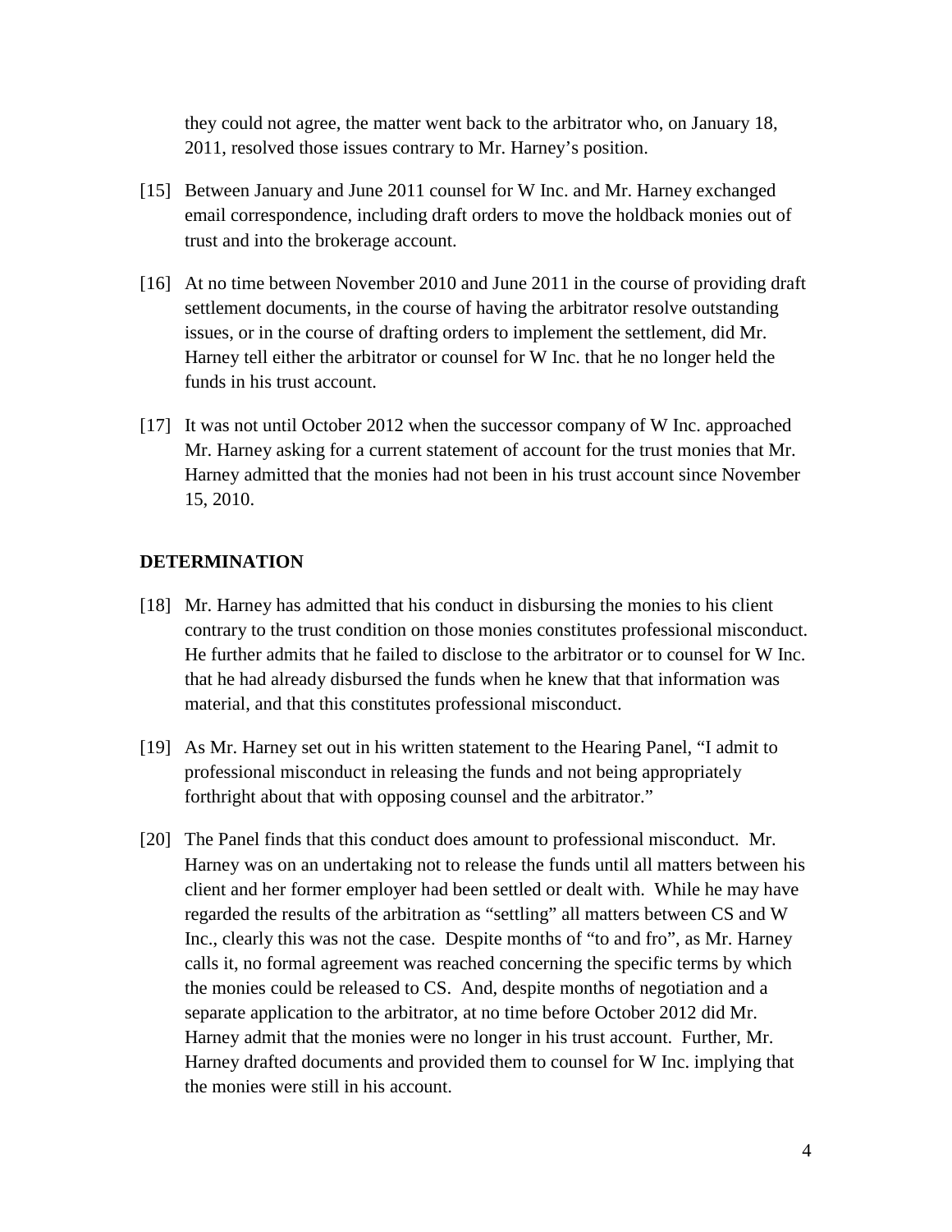they could not agree, the matter went back to the arbitrator who, on January 18, 2011, resolved those issues contrary to Mr. Harney's position.

[15] Between January and June 2011 counsel for W Inc. and Mr. Harney exchanged email correspondence, including draft orders to move the holdback monies out of trust and into the brokerage account.

[16] At no time between November 2010 and June 2011 in the course of providing draft settlement documents, in the course of having the arbitrator resolve outstanding issues, or in the course of drafting orders to implement the settlement, did Mr. Harney tell either the arbitrator or counsel for W Inc. that he no longer held the funds in his trust account.

[17] It was not until October 2012 when the successor company of W Inc. approached Mr. Harney asking for a current statement of account for the trust monies that Mr. Harney admitted that the monies had not been in his trust account since November 15, 2010.

## DETERMINATION

[18] Mr. Harney has admitted that his conduct in disbursing the monies to his client contrary to the trust condition on those monies constitutes professional misconduct. He further admits that he failed to disclose to the arbitrator or to counsel for W Inc. that he had already disbursed the funds when he knew that that information was material, and that this constitutes professional misconduct.

[19] As Mr. Harney set out in his written statement to the Hearing Panel, "I admit to professional misconduct in releasing the funds and not being appropriately forthright about that with opposing counsel and the arbitrator."

[20] The Panel finds that this conduct does amount to professional misconduct. Mr. Harney was on an undertaking not to release the funds until all matters between his client and her former employer had been settled or dealt with. While he may have regarded the results of the arbitration as "settling" all matters between CS and W Inc., clearly this was not the case. Despite months of "to and fro", as Mr. Harney calls it, no formal agreement was reached concerning the specific terms by which the monies could be released to CS. And, despite months of negotiation and a separate application to the arbitrator, at no time before October 2012 did Mr. Harney admit that the monies were no longer in his trust account. Further, Mr. Harney drafted documents and provided them to counsel for W Inc. implying that the monies were still in his account.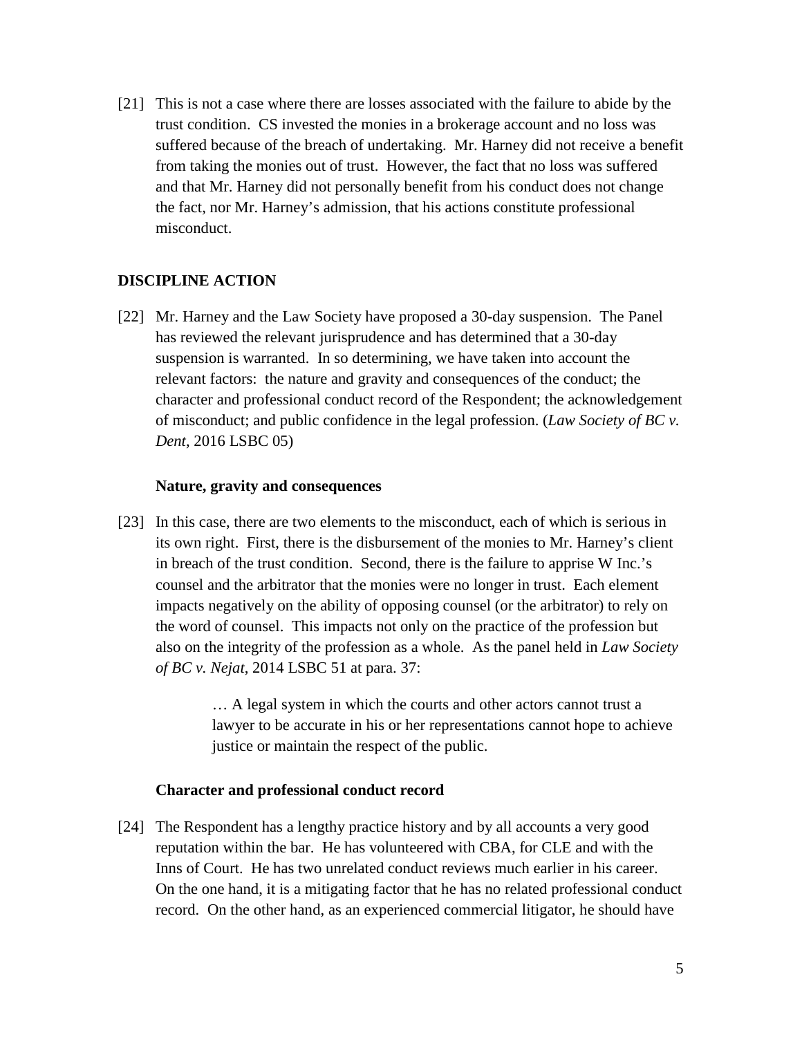[21] This is not a case where there are losses associated with the failure to abide by the trust condition. CS invested the monies in a brokerage account and no loss was suffered because of the breach of undertaking. Mr. Harney did not receive a benefit from taking the monies out of trust. However, the fact that no loss was suffered and that Mr. Harney did not personally benefit from his conduct does not change the fact, nor Mr. Harney's admission, that his actions constitute professional misconduct.

## DISCIPLINE ACTION

[22] Mr. Harney and the Law Society have proposed a 30-day suspension. The Panel has reviewed the relevant jurisprudence and has determined that a 30-day suspension is warranted. In so determining, we have taken into account the relevant factors: the nature and gravity and consequences of the conduct; the character and professional conduct record of the Respondent; the acknowledgement of misconduct; and public confidence in the legal profession. (*Law Society of BC v. Dent*, 2016 LSBC 05)

### Nature, gravity and consequences

[23] In this case, there are two elements to the misconduct, each of which is serious in its own right. First, there is the disbursement of the monies to Mr. Harney's client in breach of the trust condition. Second, there is the failure to apprise W Inc.'s counsel and the arbitrator that the monies were no longer in trust. Each element impacts negatively on the ability of opposing counsel (or the arbitrator) to rely on the word of counsel. This impacts not only on the practice of the profession but also on the integrity of the profession as a whole. As the panel held in *Law Society of BC v. Nejat*, 2014 LSBC 51 at para. 37:

> … A legal system in which the courts and other actors cannot trust a lawyer to be accurate in his or her representations cannot hope to achieve justice or maintain the respect of the public.

### Character and professional conduct record

[24] The Respondent has a lengthy practice history and by all accounts a very good reputation within the bar. He has volunteered with CBA, for CLE and with the Inns of Court. He has two unrelated conduct reviews much earlier in his career. On the one hand, it is a mitigating factor that he has no related professional conduct record. On the other hand, as an experienced commercial litigator, he should have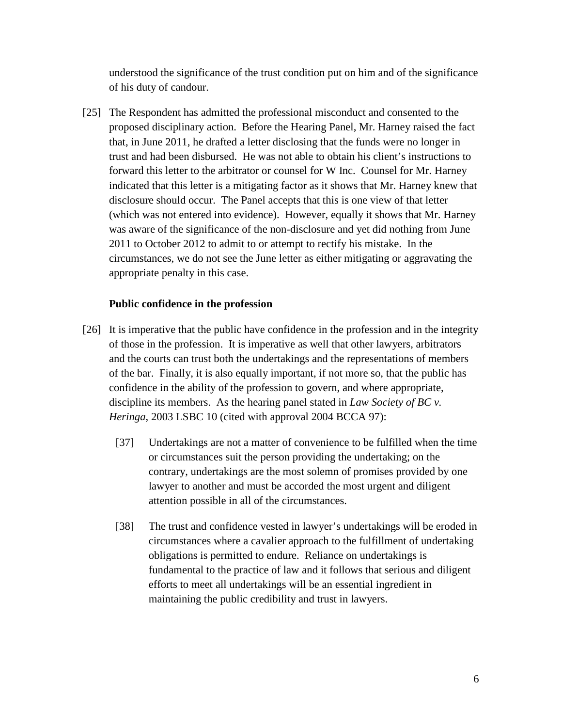understood the significance of the trust condition put on him and of the significance of his duty of candour.

[25] The Respondent has admitted the professional misconduct and consented to the proposed disciplinary action. Before the Hearing Panel, Mr. Harney raised the fact that, in June 2011, he drafted a letter disclosing that the funds were no longer in trust and had been disbursed. He was not able to obtain his client's instructions to forward this letter to the arbitrator or counsel for W Inc. Counsel for Mr. Harney indicated that this letter is a mitigating factor as it shows that Mr. Harney knew that disclosure should occur. The Panel accepts that this is one view of that letter (which was not entered into evidence). However, equally it shows that Mr. Harney was aware of the significance of the non-disclosure and yet did nothing from June 2011 to October 2012 to admit to or attempt to rectify his mistake. In the circumstances, we do not see the June letter as either mitigating or aggravating the appropriate penalty in this case.

**Public confidence in the profession**

[26] It is imperative that the public have confidence in the profession and in the integrity of those in the profession. It is imperative as well that other lawyers, arbitrators and the courts can trust both the undertakings and the representations of members of the bar. Finally, it is also equally important, if not more so, that the public has confidence in the ability of the profession to govern, and where appropriate, discipline its members. As the hearing panel stated in *Law Society of BC v. Heringa*, 2003 LSBC 10 (cited with approval 2004 BCCA 97):

> [37] Undertakings are not a matter of convenience to be fulfilled when the time or circumstances suit the person providing the undertaking; on the contrary, undertakings are the most solemn of promises provided by one lawyer to another and must be accorded the most urgent and diligent attention possible in all of the circumstances.
>
> [38] The trust and confidence vested in lawyer's undertakings will be eroded in circumstances where a cavalier approach to the fulfillment of undertaking obligations is permitted to endure. Reliance on undertakings is fundamental to the practice of law and it follows that serious and diligent efforts to meet all undertakings will be an essential ingredient in maintaining the public credibility and trust in lawyers.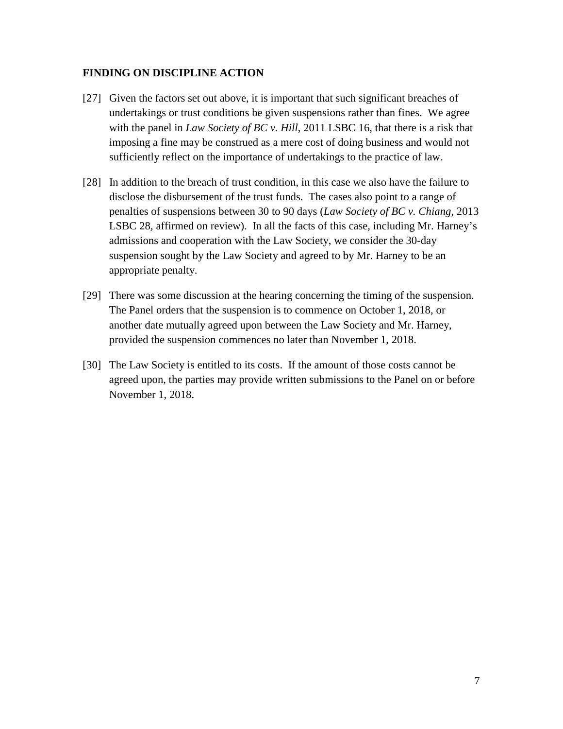**FINDING ON DISCIPLINE ACTION**

[27] Given the factors set out above, it is important that such significant breaches of undertakings or trust conditions be given suspensions rather than fines. We agree with the panel in *Law Society of BC v. Hill*, 2011 LSBC 16, that there is a risk that imposing a fine may be construed as a mere cost of doing business and would not sufficiently reflect on the importance of undertakings to the practice of law.

[28] In addition to the breach of trust condition, in this case we also have the failure to disclose the disbursement of the trust funds. The cases also point to a range of penalties of suspensions between 30 to 90 days (*Law Society of BC v. Chiang*, 2013 LSBC 28, affirmed on review). In all the facts of this case, including Mr. Harney's admissions and cooperation with the Law Society, we consider the 30-day suspension sought by the Law Society and agreed to by Mr. Harney to be an appropriate penalty.

[29] There was some discussion at the hearing concerning the timing of the suspension. The Panel orders that the suspension is to commence on October 1, 2018, or another date mutually agreed upon between the Law Society and Mr. Harney, provided the suspension commences no later than November 1, 2018.

[30] The Law Society is entitled to its costs. If the amount of those costs cannot be agreed upon, the parties may provide written submissions to the Panel on or before November 1, 2018.